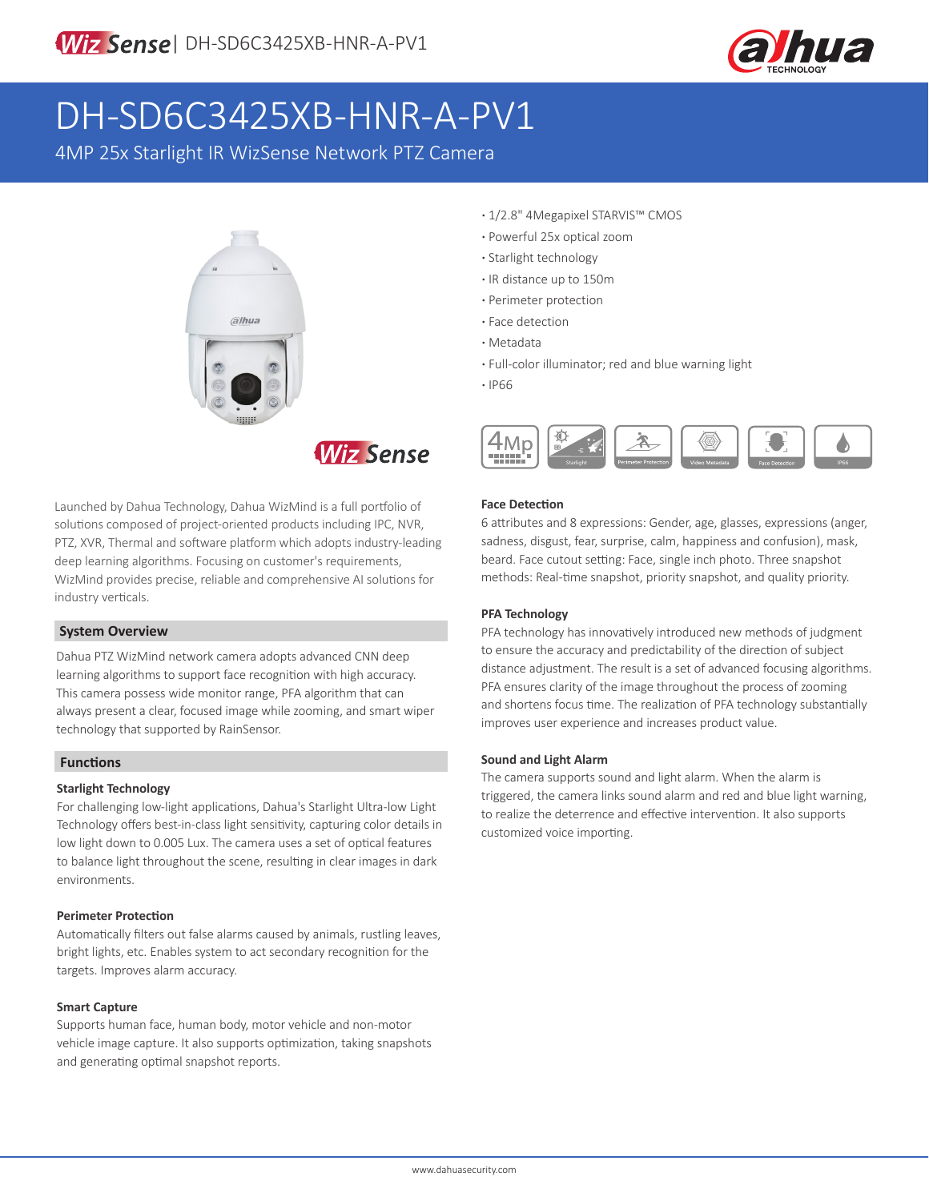# DH-SD6C3425XB-HNR-A-PV1

4MP 25x Starlight IR WizSense Network PTZ Camera

- 1/2.8" 4Megapixel STARVIS™ CMOS
- Powerful 25x optical zoom
- Starlight technology
- IR distance up to 150m
- Perimeter protection
- Face detection
- Metadata
- Full-color illuminator; red and blue warning light
- IP66

Launched by Dahua Technology, Dahua WizMind is a full portfolio of solutions composed of project-oriented products including IPC, NVR, PTZ, XVR, Thermal and software platform which adopts industry-leading deep learning algorithms. Focusing on customer's requirements, WizMind provides precise, reliable and comprehensive AI solutions for industry verticals.

## System Overview

Dahua PTZ WizMind network camera adopts advanced CNN deep learning algorithms to support face recognition with high accuracy. This camera possess wide monitor range, PFA algorithm that can always present a clear, focused image while zooming, and smart wiper technology that supported by RainSensor.

## Functions

### Starlight Technology

For challenging low-light applications, Dahua's Starlight Ultra-low Light Technology offers best-in-class light sensitivity, capturing color details in low light down to 0.005 Lux. The camera uses a set of optical features to balance light throughout the scene, resulting in clear images in dark environments.

### Perimeter Protection

Automatically filters out false alarms caused by animals, rustling leaves, bright lights, etc. Enables system to act secondary recognition for the targets. Improves alarm accuracy.

### Smart Capture

Supports human face, human body, motor vehicle and non-motor vehicle image capture. It also supports optimization, taking snapshots and generating optimal snapshot reports.

### Face Detection

6 attributes and 8 expressions: Gender, age, glasses, expressions (anger, sadness, disgust, fear, surprise, calm, happiness and confusion), mask, beard. Face cutout setting: Face, single inch photo. Three snapshot methods: Real-time snapshot, priority snapshot, and quality priority.

### PFA Technology

PFA technology has innovatively introduced new methods of judgment to ensure the accuracy and predictability of the direction of subject distance adjustment. The result is a set of advanced focusing algorithms. PFA ensures clarity of the image throughout the process of zooming and shortens focus time. The realization of PFA technology substantially improves user experience and increases product value.

### Sound and Light Alarm

The camera supports sound and light alarm. When the alarm is triggered, the camera links sound alarm and red and blue light warning, to realize the deterrence and effective intervention. It also supports customized voice importing.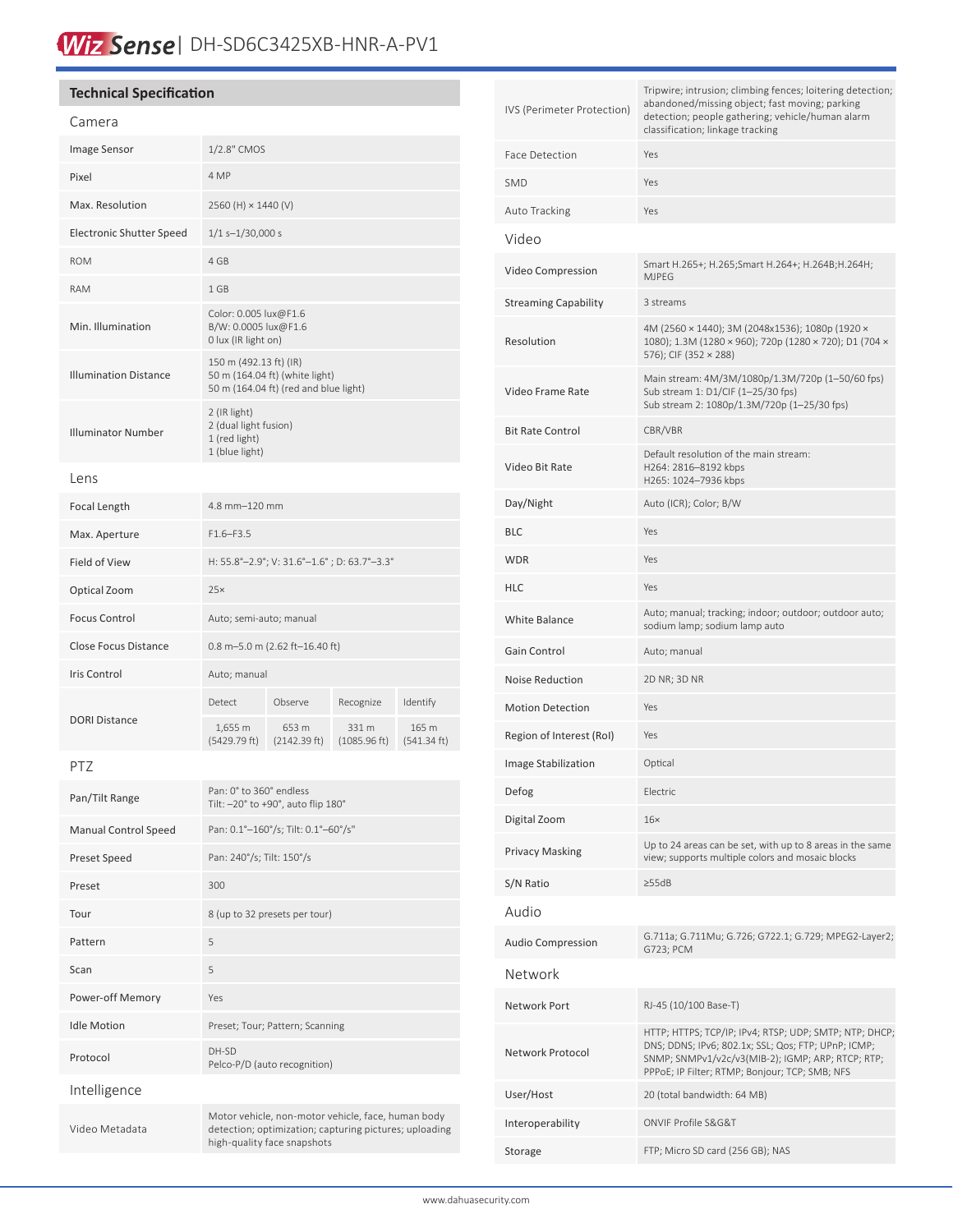WizSense | DH-SD6C3425XB-HNR-A-PV1

## Technical Specification

### Camera

| | |
|---|---|
| Image Sensor | 1/2.8" CMOS |
| Pixel | 4 MP |
| Max. Resolution | 2560 (H) × 1440 (V) |
| Electronic Shutter Speed | 1/1 s–1/30,000 s |
| ROM | 4 GB |
| RAM | 1 GB |
| Min. Illumination | Color: 0.005 lux@F1.6<br>B/W: 0.0005 lux@F1.6<br>0 lux (IR light on) |
| Illumination Distance | 150 m (492.13 ft) (IR)<br>50 m (164.04 ft) (white light)<br>50 m (164.04 ft) (red and blue light) |
| Illuminator Number | 2 (IR light)<br>2 (dual light fusion)<br>1 (red light)<br>1 (blue light) |

### Lens

| | | | | |
|---|---|---|---|---|
| Focal Length | 4.8 mm–120 mm | | | |
| Max. Aperture | F1.6–F3.5 | | | |
| Field of View | H: 55.8°–2.9°; V: 31.6°–1.6° ; D: 63.7°–3.3° | | | |
| Optical Zoom | 25× | | | |
| Focus Control | Auto; semi-auto; manual | | | |
| Close Focus Distance | 0.8 m–5.0 m (2.62 ft–16.40 ft) | | | |
| Iris Control | Auto; manual | | | |
| DORI Distance | Detect | Observe | Recognize | Identify |
| | 1,655 m (5429.79 ft) | 653 m (2142.39 ft) | 331 m (1085.96 ft) | 165 m (541.34 ft) |

### PTZ

| | |
|---|---|
| Pan/Tilt Range | Pan: 0° to 360° endless<br>Tilt: –20° to +90°, auto flip 180° |
| Manual Control Speed | Pan: 0.1°–160°/s; Tilt: 0.1°–60°/s" |
| Preset Speed | Pan: 240°/s; Tilt: 150°/s |
| Preset | 300 |
| Tour | 8 (up to 32 presets per tour) |
| Pattern | 5 |
| Scan | 5 |
| Power-off Memory | Yes |
| Idle Motion | Preset; Tour; Pattern; Scanning |
| Protocol | DH-SD<br>Pelco-P/D (auto recognition) |

### Intelligence

| | |
|---|---|
| Video Metadata | Motor vehicle, non-motor vehicle, face, human body detection; optimization; capturing pictures; uploading high-quality face snapshots |
| IVS (Perimeter Protection) | Tripwire; intrusion; climbing fences; loitering detection; abandoned/missing object; fast moving; parking detection; people gathering; vehicle/human alarm classification; linkage tracking |
| Face Detection | Yes |
| SMD | Yes |
| Auto Tracking | Yes |

### Video

| | |
|---|---|
| Video Compression | Smart H.265+; H.265;Smart H.264+; H.264B;H.264H; MJPEG |
| Streaming Capability | 3 streams |
| Resolution | 4M (2560 × 1440); 3M (2048x1536); 1080p (1920 × 1080); 1.3M (1280 × 960); 720p (1280 × 720); D1 (704 × 576); CIF (352 × 288) |
| Video Frame Rate | Main stream: 4M/3M/1080p/1.3M/720p (1–50/60 fps)<br>Sub stream 1: D1/CIF (1–25/30 fps)<br>Sub stream 2: 1080p/1.3M/720p (1–25/30 fps) |
| Bit Rate Control | CBR/VBR |
| Video Bit Rate | Default resolution of the main stream:<br>H264: 2816–8192 kbps<br>H265: 1024–7936 kbps |
| Day/Night | Auto (ICR); Color; B/W |
| BLC | Yes |
| WDR | Yes |
| HLC | Yes |
| White Balance | Auto; manual; tracking; indoor; outdoor; outdoor auto; sodium lamp; sodium lamp auto |
| Gain Control | Auto; manual |
| Noise Reduction | 2D NR; 3D NR |
| Motion Detection | Yes |
| Region of Interest (RoI) | Yes |
| Image Stabilization | Optical |
| Defog | Electric |
| Digital Zoom | 16× |
| Privacy Masking | Up to 24 areas can be set, with up to 8 areas in the same view; supports multiple colors and mosaic blocks |
| S/N Ratio | ≥55dB |

### Audio

| | |
|---|---|
| Audio Compression | G.711a; G.711Mu; G.726; G722.1; G.729; MPEG2-Layer2; G723; PCM |

### Network

| | |
|---|---|
| Network Port | RJ-45 (10/100 Base-T) |
| Network Protocol | HTTP; HTTPS; TCP/IP; IPv4; RTSP; UDP; SMTP; NTP; DHCP; DNS; DDNS; IPv6; 802.1x; SSL; Qos; FTP; UPnP; ICMP; SNMP; SNMPv1/v2c/v3(MIB-2); IGMP; ARP; RTCP; RTP; PPPoE; IP Filter; RTMP; Bonjour; TCP; SMB; NFS |
| User/Host | 20 (total bandwidth: 64 MB) |
| Interoperability | ONVIF Profile S&G&T |
| Storage | FTP; Micro SD card (256 GB); NAS |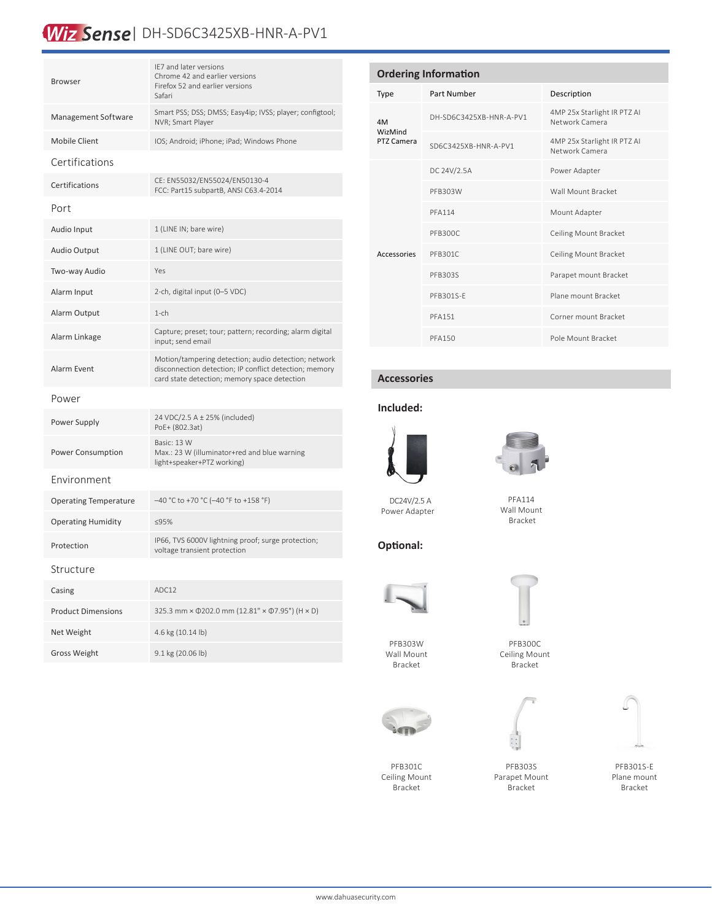# WizSense | DH-SD6C3425XB-HNR-A-PV1

| | |
|---|---|
| Browser | IE7 and later versions<br>Chrome 42 and earlier versions<br>Firefox 52 and earlier versions<br>Safari |
| Management Software | Smart PSS; DSS; DMSS; Easy4ip; IVSS; player; configtool; NVR; Smart Player |
| Mobile Client | IOS; Android; iPhone; iPad; Windows Phone |
| **Certifications** | |
| Certifications | CE: EN55032/EN55024/EN50130-4<br>FCC: Part15 subpartB, ANSI C63.4-2014 |
| **Port** | |
| Audio Input | 1 (LINE IN; bare wire) |
| Audio Output | 1 (LINE OUT; bare wire) |
| Two-way Audio | Yes |
| Alarm Input | 2-ch, digital input (0–5 VDC) |
| Alarm Output | 1-ch |
| Alarm Linkage | Capture; preset; tour; pattern; recording; alarm digital input; send email |
| Alarm Event | Motion/tampering detection; audio detection; network disconnection detection; IP conflict detection; memory card state detection; memory space detection |
| **Power** | |
| Power Supply | 24 VDC/2.5 A ± 25% (included)<br>PoE+ (802.3at) |
| Power Consumption | Basic: 13 W<br>Max.: 23 W (illuminator+red and blue warning light+speaker+PTZ working) |
| **Environment** | |
| Operating Temperature | –40 °C to +70 °C (–40 °F to +158 °F) |
| Operating Humidity | ≤95% |
| Protection | IP66, TVS 6000V lightning proof; surge protection; voltage transient protection |
| **Structure** | |
| Casing | ADC12 |
| Product Dimensions | 325.3 mm × Φ202.0 mm (12.81" × Φ7.95") (H × D) |
| Net Weight | 4.6 kg (10.14 lb) |
| Gross Weight | 9.1 kg (20.06 lb) |

## Ordering Information

| Type | Part Number | Description |
|---|---|---|
| 4M WizMind PTZ Camera | DH-SD6C3425XB-HNR-A-PV1 | 4MP 25x Starlight IR PTZ AI Network Camera |
| | SD6C3425XB-HNR-A-PV1 | 4MP 25x Starlight IR PTZ AI Network Camera |
| Accessories | DC 24V/2.5A | Power Adapter |
| | PFB303W | Wall Mount Bracket |
| | PFA114 | Mount Adapter |
| | PFB300C | Ceiling Mount Bracket |
| | PFB301C | Ceiling Mount Bracket |
| | PFB303S | Parapet mount Bracket |
| | PFB301S-E | Plane mount Bracket |
| | PFA151 | Corner mount Bracket |
| | PFA150 | Pole Mount Bracket |

## Accessories

### Included:

DC24V/2.5 A Power Adapter

PFA114 Wall Mount Bracket

### Optional:

PFB303W Wall Mount Bracket

PFB300C Ceiling Mount Bracket

PFB301C Ceiling Mount Bracket

PFB303S Parapet Mount Bracket

PFB301S-E Plane mount Bracket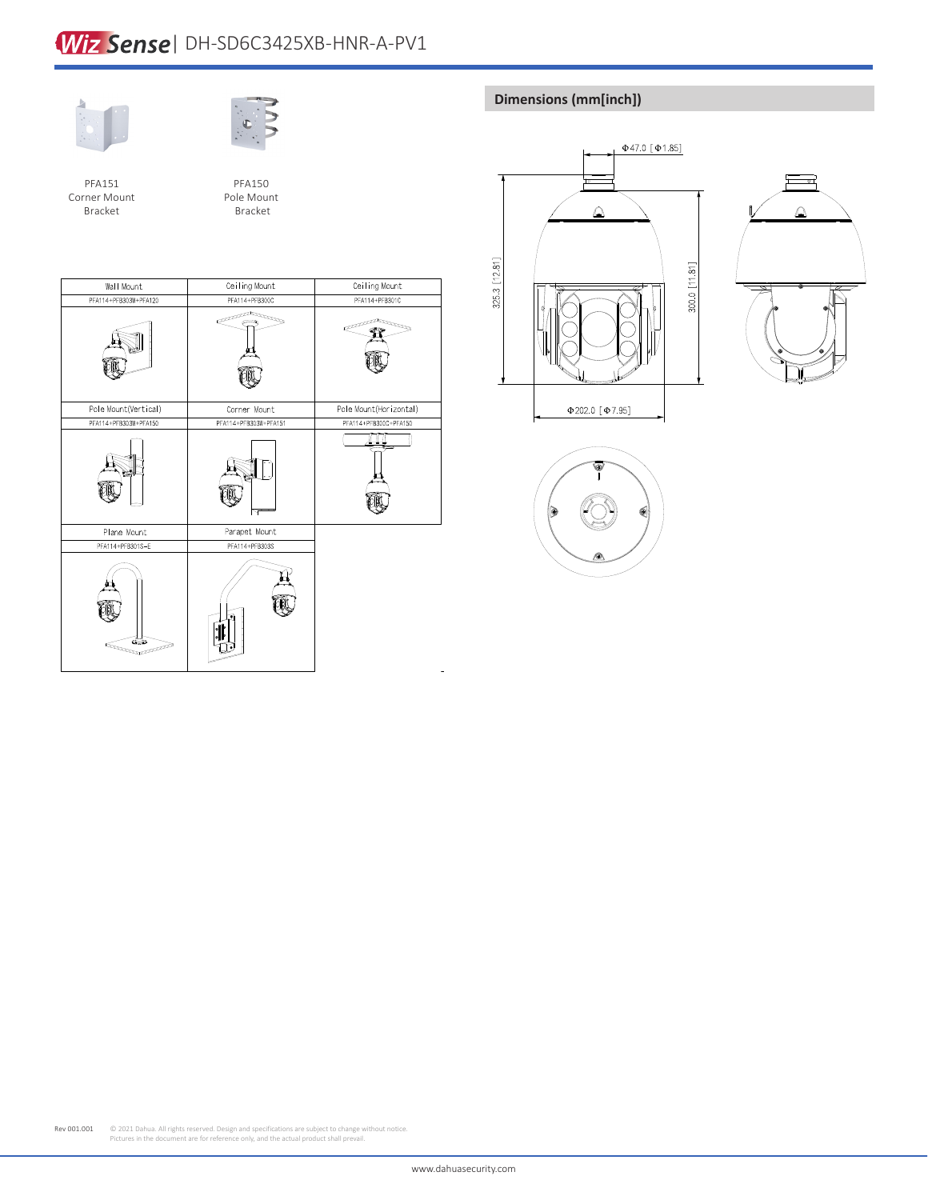PFA151
Corner Mount
Bracket

PFA150
Pole Mount
Bracket

| Wall Mount | Ceiling Mount | Ceiling Mount |
|---|---|---|
| PFA114+PFB303W+PFA120 | PFA114+PFB300C | PFA114+PFB301C |
| | | |
| Pole Mount(Vertical) | Corner Mount | Pole Mount(Horizontal) |
| PFA114+PFB303W+PFA150 | PFA114+PFB303W+PFA151 | PFA114+PFB300C+PFA150 |
| | | |
| Plane Mount | Parapet Mount | |
| PFA114+PFB301S-E | PFA114+PFB303S | |

## Dimensions (mm[inch])

Φ47.0 [Φ1.85]

325.3 [12.81]

300.0 [11.81]

Φ202.0 [Φ7.95]

Rev 001.001 © 2021 Dahua. All rights reserved. Design and specifications are subject to change without notice.
Pictures in the document are for reference only, and the actual product shall prevail.